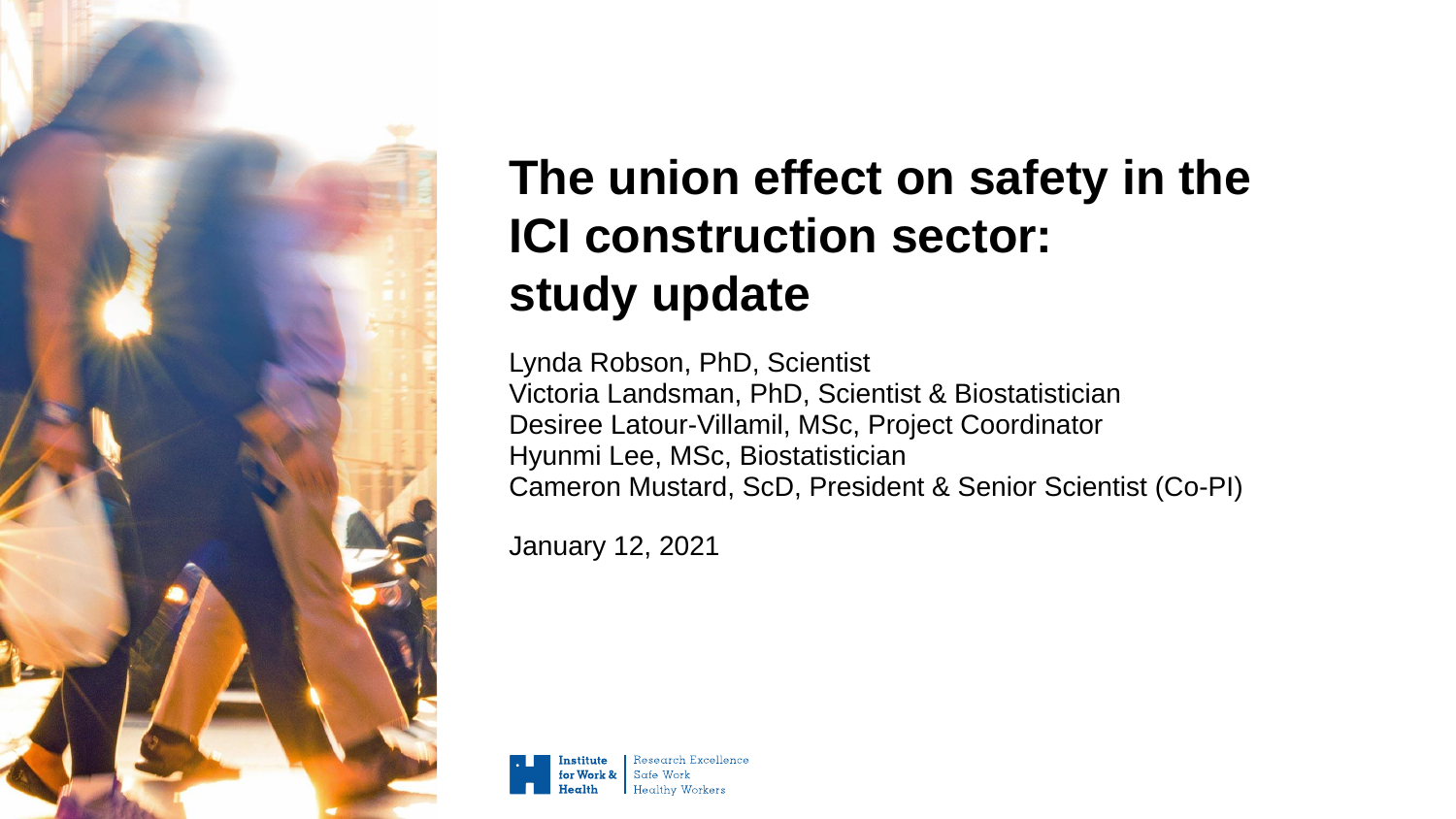# The union effect on safety in the ICI construction sector: study update

Lynda Robson, PhD, Scientist
Victoria Landsman, PhD, Scientist & Biostatistician
Desiree Latour-Villamil, MSc, Project Coordinator
Hyunmi Lee, MSc, Biostatistician
Cameron Mustard, ScD, President & Senior Scientist (Co-PI)

January 12, 2021

Institute for Work & Health | Research Excellence Safe Work Healthy Workers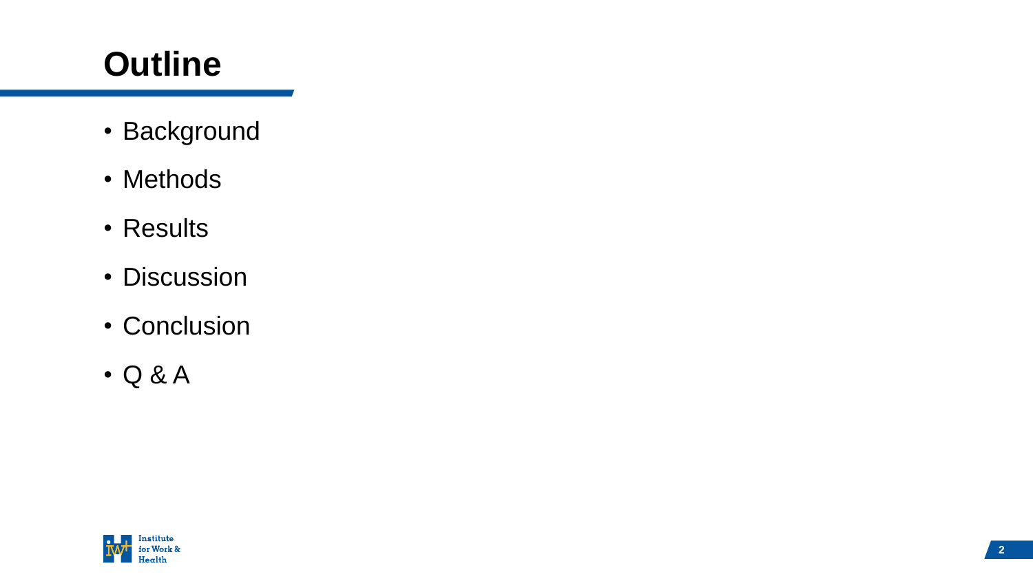# Outline

- Background
- Methods
- Results
- Discussion
- Conclusion
- Q & A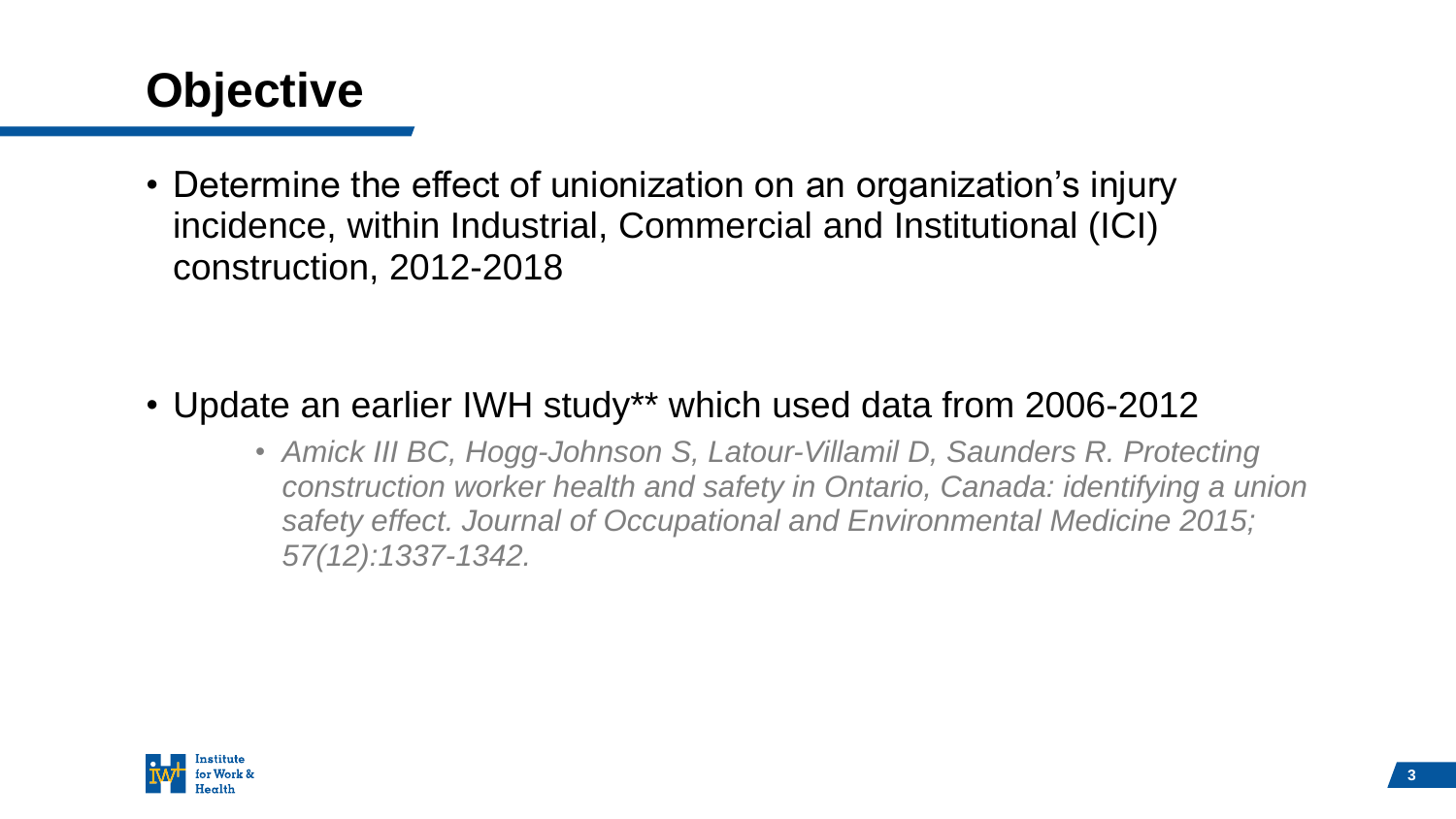# Objective

- Determine the effect of unionization on an organization's injury incidence, within Industrial, Commercial and Institutional (ICI) construction, 2012-2018

- Update an earlier IWH study** which used data from 2006-2012
  - *Amick III BC, Hogg-Johnson S, Latour-Villamil D, Saunders R. Protecting construction worker health and safety in Ontario, Canada: identifying a union safety effect. Journal of Occupational and Environmental Medicine 2015; 57(12):1337-1342.*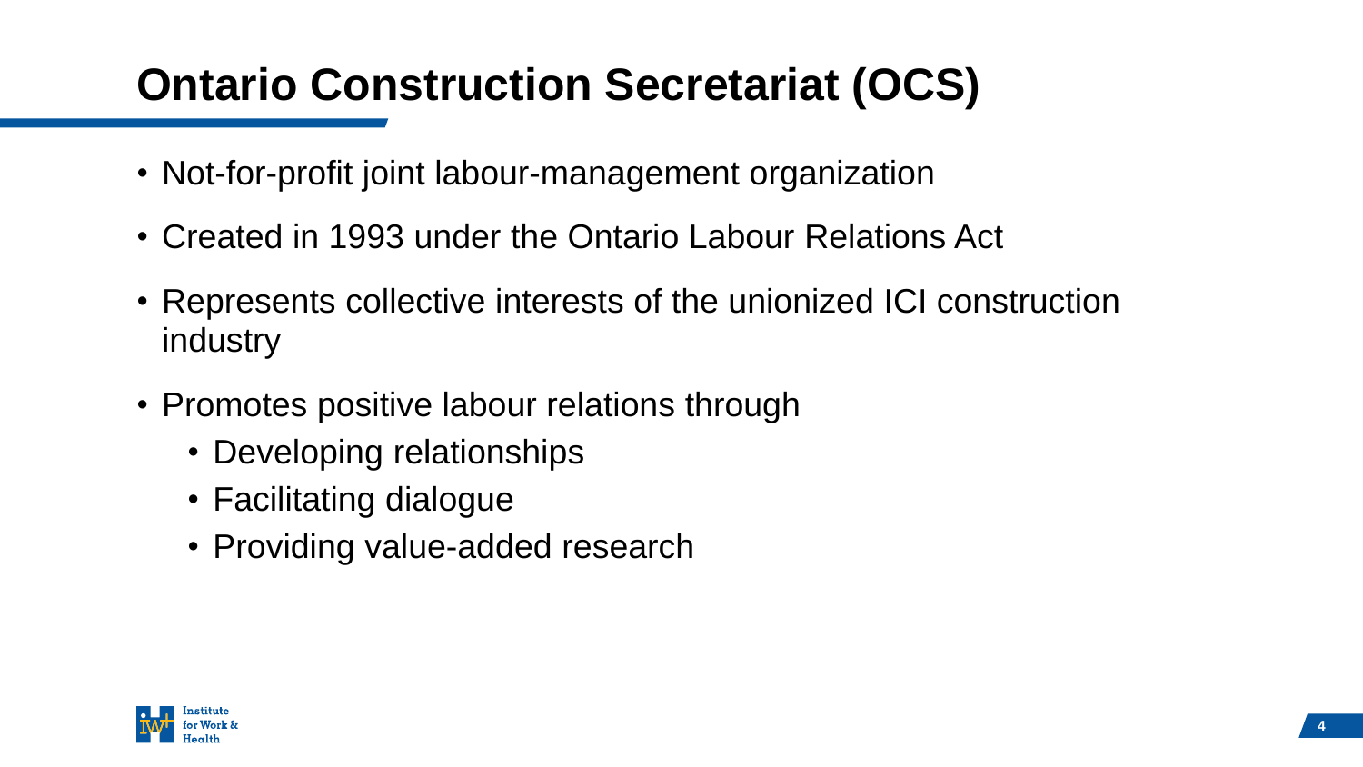# Ontario Construction Secretariat (OCS)

- Not-for-profit joint labour-management organization
- Created in 1993 under the Ontario Labour Relations Act
- Represents collective interests of the unionized ICI construction industry
- Promotes positive labour relations through
  - Developing relationships
  - Facilitating dialogue
  - Providing value-added research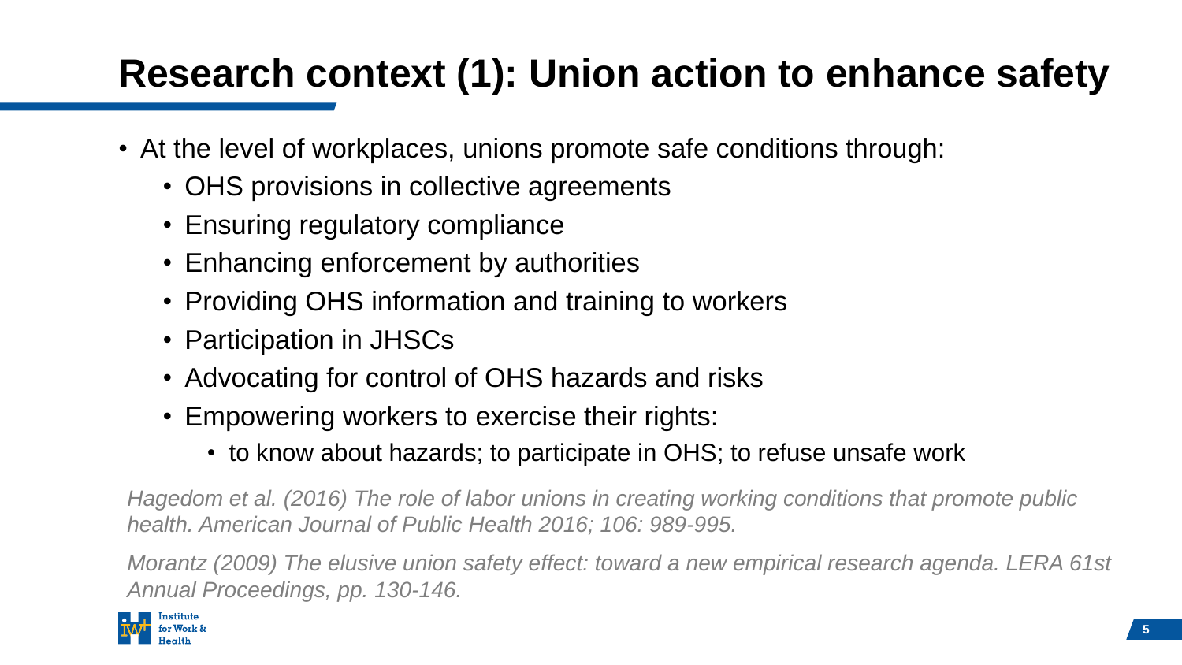# Research context (1): Union action to enhance safety

- At the level of workplaces, unions promote safe conditions through:
  - OHS provisions in collective agreements
  - Ensuring regulatory compliance
  - Enhancing enforcement by authorities
  - Providing OHS information and training to workers
  - Participation in JHSCs
  - Advocating for control of OHS hazards and risks
  - Empowering workers to exercise their rights:
    - to know about hazards; to participate in OHS; to refuse unsafe work

*Hagedom et al. (2016) The role of labor unions in creating working conditions that promote public health. American Journal of Public Health 2016; 106: 989-995.*

*Morantz (2009) The elusive union safety effect: toward a new empirical research agenda. LERA 61st Annual Proceedings, pp. 130-146.*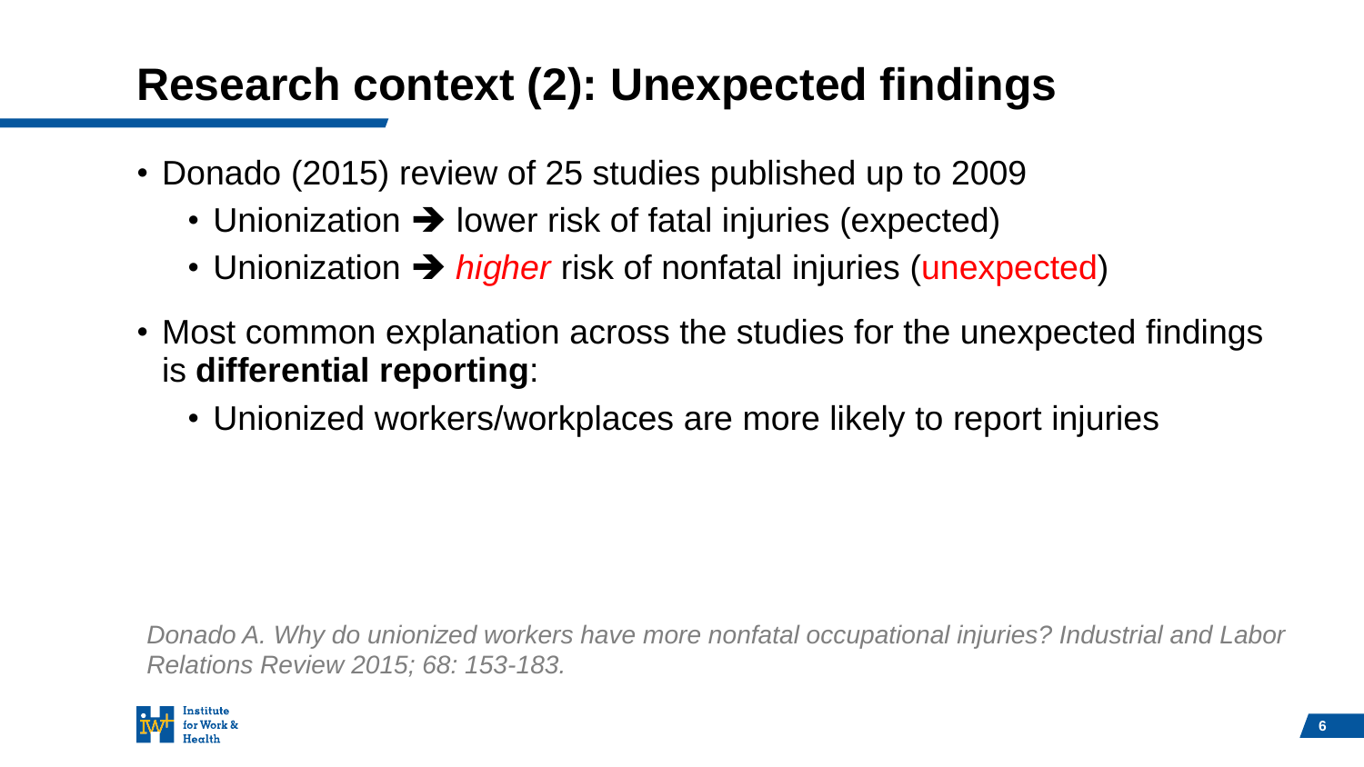# Research context (2): Unexpected findings

- Donado (2015) review of 25 studies published up to 2009
  - Unionization ➔ lower risk of fatal injuries (expected)
  - Unionization ➔ *higher* risk of nonfatal injuries (unexpected)
- Most common explanation across the studies for the unexpected findings is **differential reporting**:
  - Unionized workers/workplaces are more likely to report injuries

*Donado A. Why do unionized workers have more nonfatal occupational injuries? Industrial and Labor Relations Review 2015; 68: 153-183.*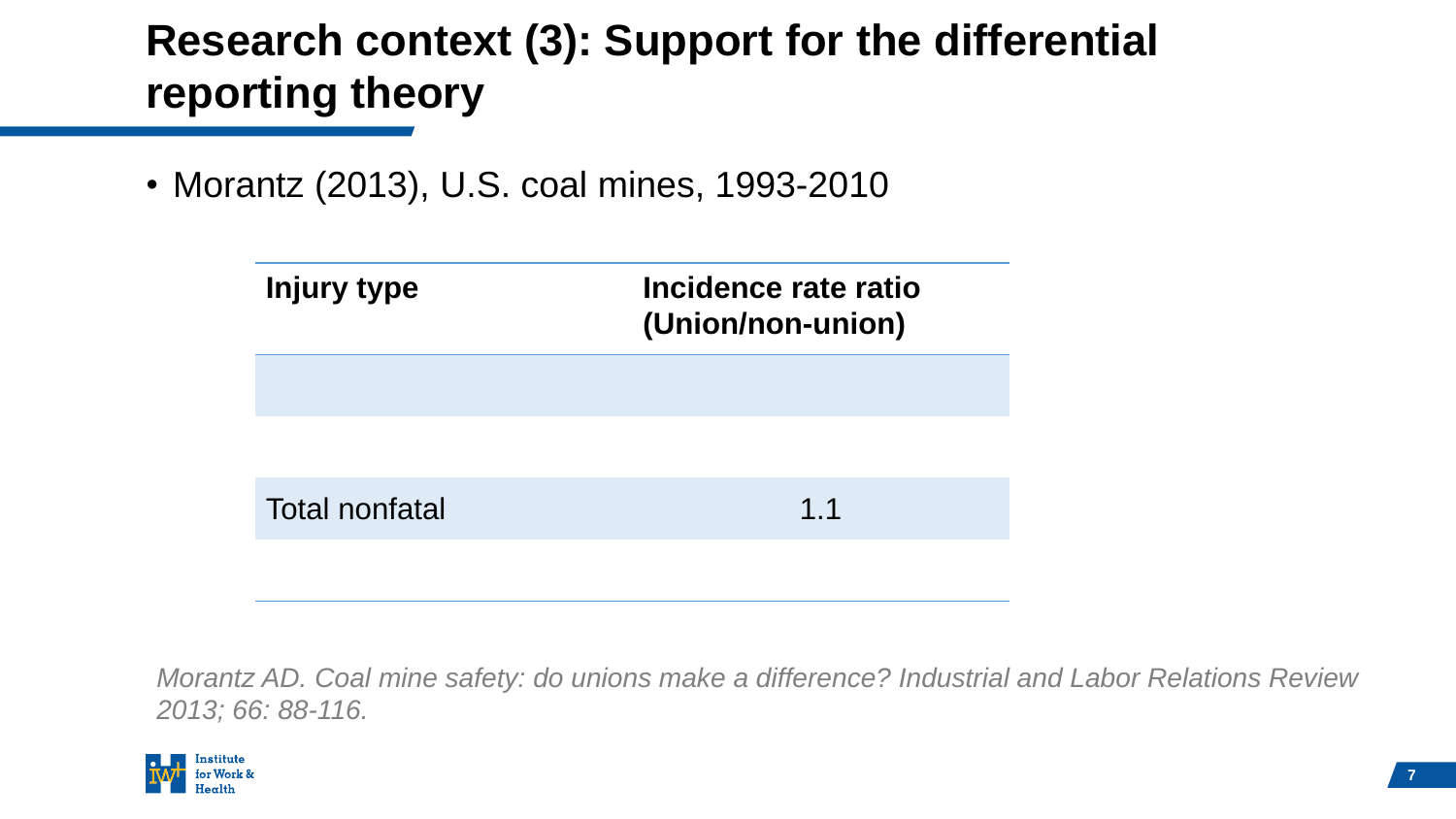# Research context (3): Support for the differential reporting theory

- Morantz (2013), U.S. coal mines, 1993-2010

| Injury type | Incidence rate ratio (Union/non-union) |
| --- | --- |
| | |
| | |
| Total nonfatal | 1.1 |
| | |

*Morantz AD. Coal mine safety: do unions make a difference? Industrial and Labor Relations Review 2013; 66: 88-116.*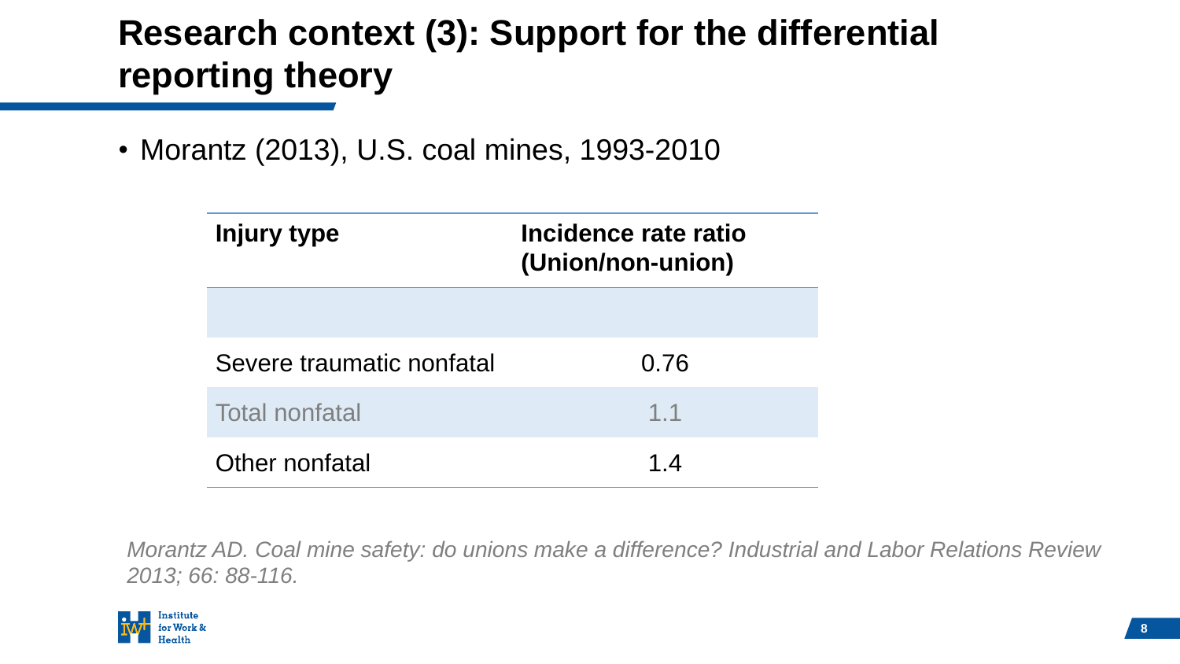# Research context (3): Support for the differential reporting theory

- Morantz (2013), U.S. coal mines, 1993-2010

| Injury type | Incidence rate ratio (Union/non-union) |
| --- | --- |
| | |
| Severe traumatic nonfatal | 0.76 |
| Total nonfatal | 1.1 |
| Other nonfatal | 1.4 |

*Morantz AD. Coal mine safety: do unions make a difference? Industrial and Labor Relations Review 2013; 66: 88-116.*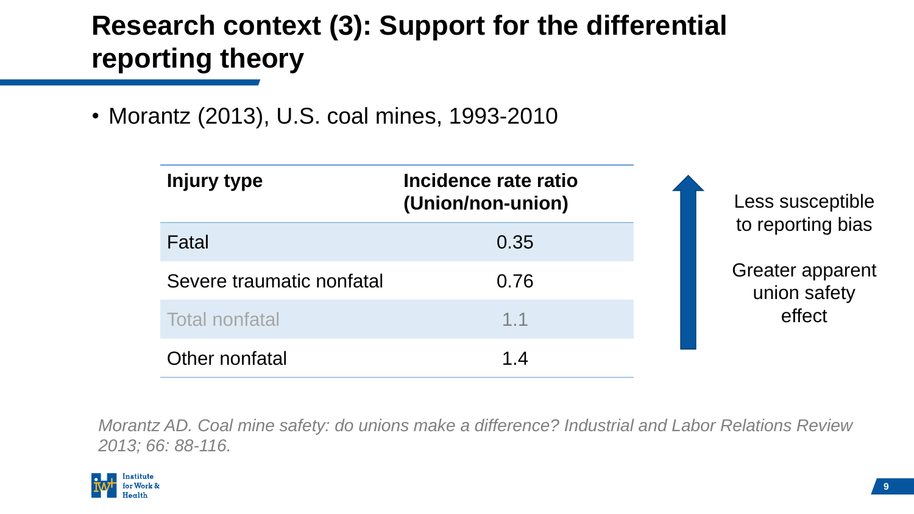# Research context (3): Support for the differential reporting theory

- Morantz (2013), U.S. coal mines, 1993-2010

| Injury type | Incidence rate ratio (Union/non-union) |
|---|---|
| Fatal | 0.35 |
| Severe traumatic nonfatal | 0.76 |
| Total nonfatal | 1.1 |
| Other nonfatal | 1.4 |

Less susceptible to reporting bias

Greater apparent union safety effect

*Morantz AD. Coal mine safety: do unions make a difference? Industrial and Labor Relations Review 2013; 66: 88-116.*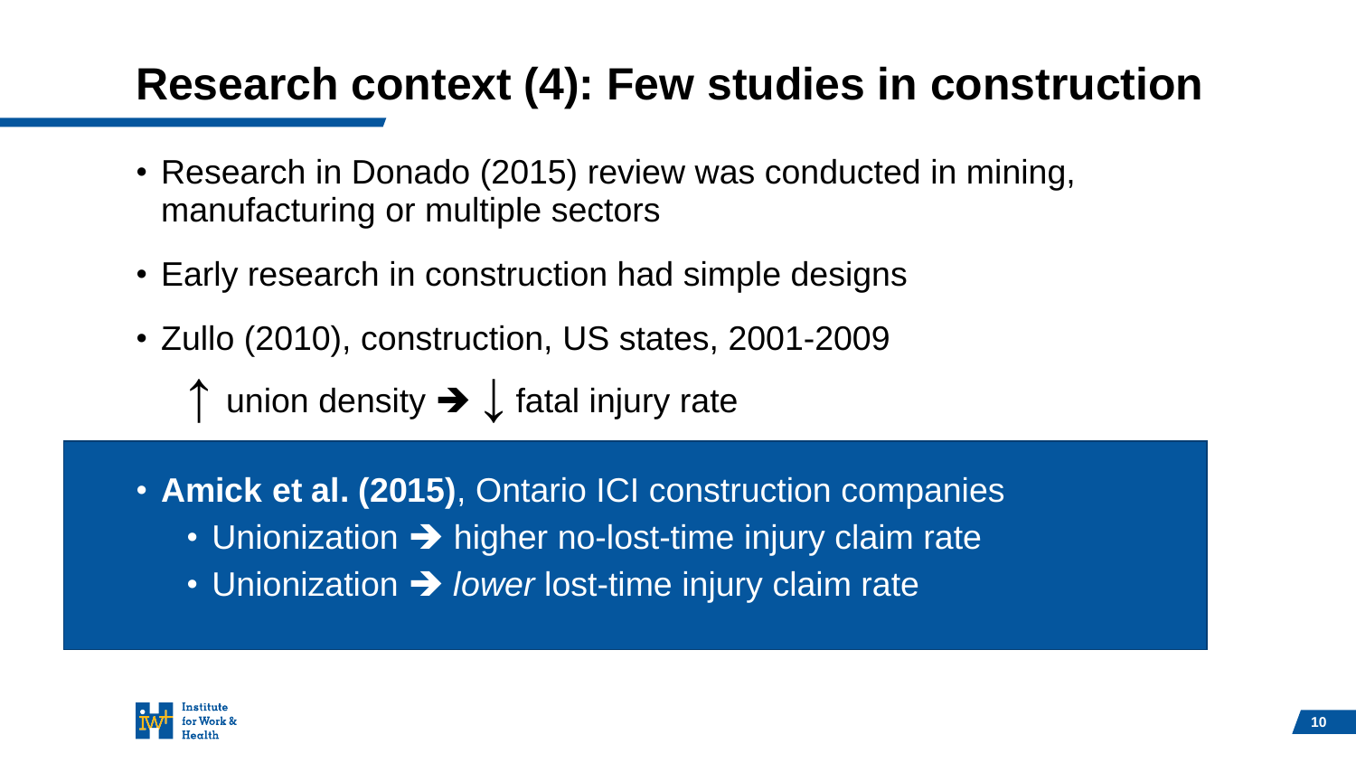# Research context (4): Few studies in construction

- Research in Donado (2015) review was conducted in mining, manufacturing or multiple sectors
- Early research in construction had simple designs
- Zullo (2010), construction, US states, 2001-2009

  ↑ union density ➔ ↓ fatal injury rate

- **Amick et al. (2015)**, Ontario ICI construction companies
  - Unionization ➔ higher no-lost-time injury claim rate
  - Unionization ➔ *lower* lost-time injury claim rate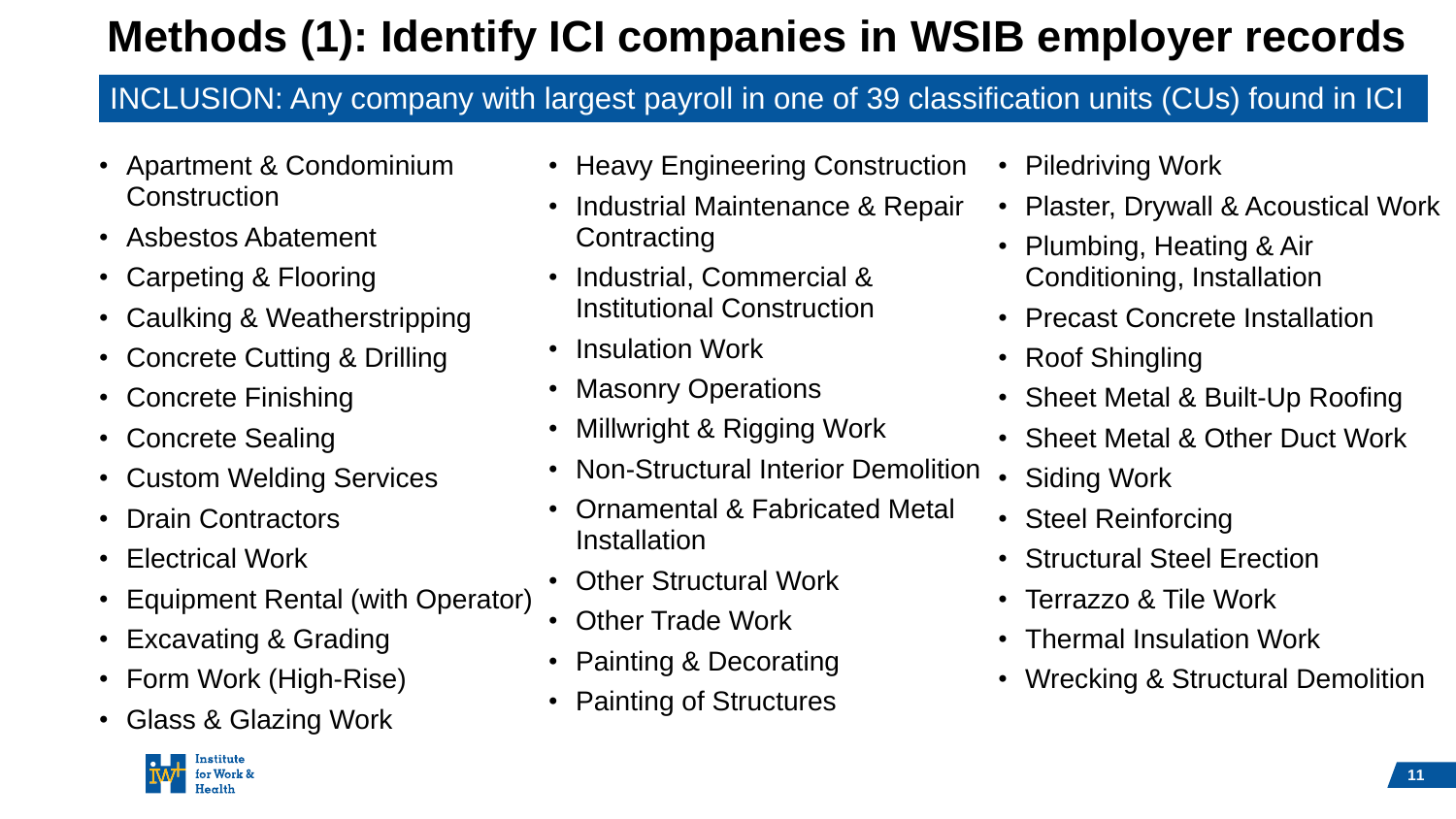# Methods (1): Identify ICI companies in WSIB employer records

**INCLUSION: Any company with largest payroll in one of 39 classification units (CUs) found in ICI**

- Apartment & Condominium Construction
- Asbestos Abatement
- Carpeting & Flooring
- Caulking & Weatherstripping
- Concrete Cutting & Drilling
- Concrete Finishing
- Concrete Sealing
- Custom Welding Services
- Drain Contractors
- Electrical Work
- Equipment Rental (with Operator)
- Excavating & Grading
- Form Work (High-Rise)
- Glass & Glazing Work
- Heavy Engineering Construction
- Industrial Maintenance & Repair Contracting
- Industrial, Commercial & Institutional Construction
- Insulation Work
- Masonry Operations
- Millwright & Rigging Work
- Non-Structural Interior Demolition
- Ornamental & Fabricated Metal Installation
- Other Structural Work
- Other Trade Work
- Painting & Decorating
- Painting of Structures
- Piledriving Work
- Plaster, Drywall & Acoustical Work
- Plumbing, Heating & Air Conditioning, Installation
- Precast Concrete Installation
- Roof Shingling
- Sheet Metal & Built-Up Roofing
- Sheet Metal & Other Duct Work
- Siding Work
- Steel Reinforcing
- Structural Steel Erection
- Terrazzo & Tile Work
- Thermal Insulation Work
- Wrecking & Structural Demolition

Institute for Work & Health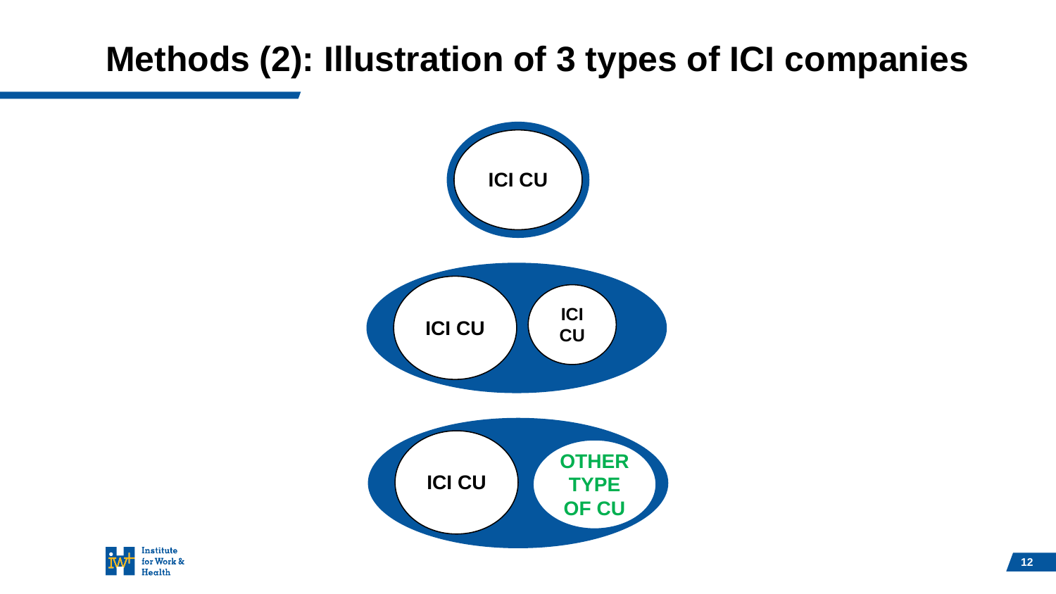# Methods (2): Illustration of 3 types of ICI companies

ICI CU

ICI CU

ICI CU

ICI CU

OTHER TYPE OF CU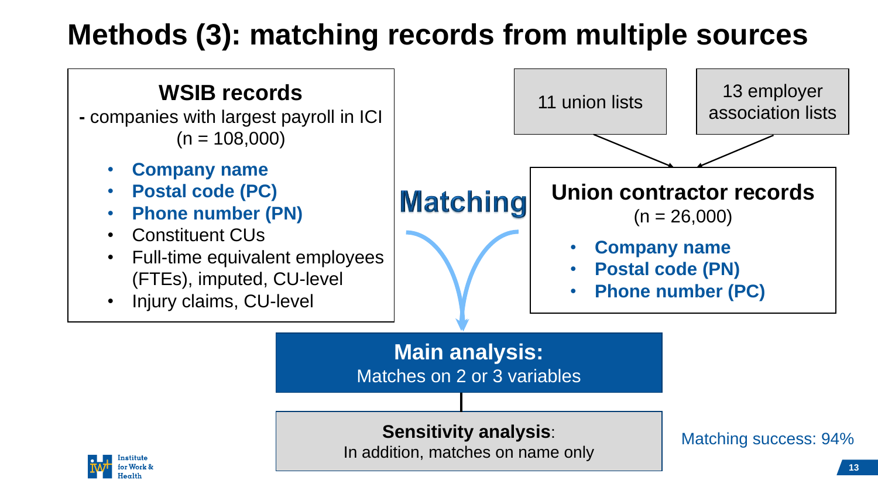# Methods (3): matching records from multiple sources

## WSIB records

- companies with largest payroll in ICI (n = 108,000)

- **Company name**
- **Postal code (PC)**
- **Phone number (PN)**
- Constituent CUs
- Full-time equivalent employees (FTEs), imputed, CU-level
- Injury claims, CU-level

11 union lists

13 employer association lists

## Union contractor records

(n = 26,000)

- **Company name**
- **Postal code (PN)**
- **Phone number (PC)**

**Matching**

**Main analysis:**
Matches on 2 or 3 variables

**Sensitivity analysis**:
In addition, matches on name only

Matching success: 94%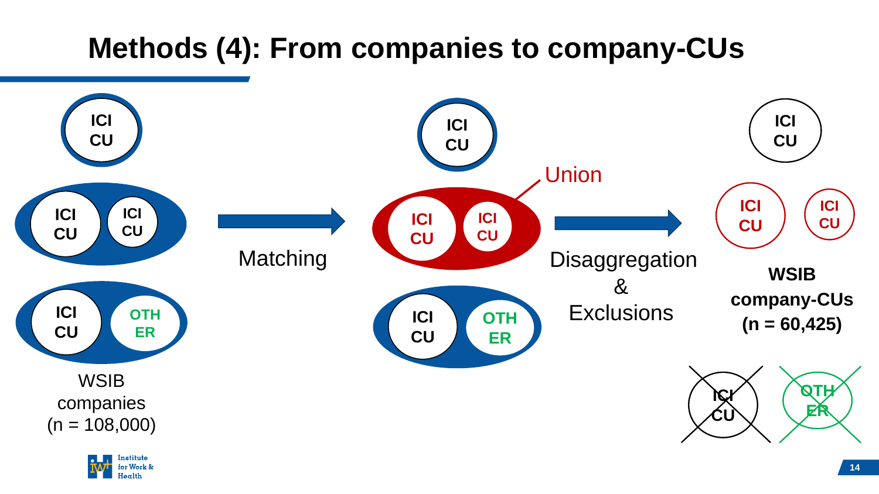# Methods (4): From companies to company-CUs

ICI CU

ICI CU | ICI CU

ICI CU | OTHER

WSIB companies (n = 108,000)

Matching

ICI CU

Union

ICI CU | ICI CU

ICI CU | OTHER

Disaggregation & Exclusions

ICI CU

ICI CU | ICI CU

**WSIB company-CUs (n = 60,425)**

~~ICI CU~~ ~~OTHER~~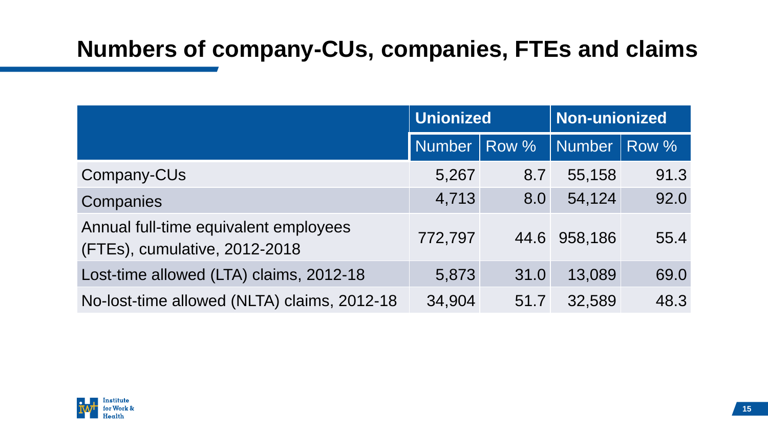# Numbers of company-CUs, companies, FTEs and claims

| | Unionized | | Non-unionized | |
|---|---|---|---|---|
| | Number | Row % | Number | Row % |
| Company-CUs | 5,267 | 8.7 | 55,158 | 91.3 |
| Companies | 4,713 | 8.0 | 54,124 | 92.0 |
| Annual full-time equivalent employees (FTEs), cumulative, 2012-2018 | 772,797 | 44.6 | 958,186 | 55.4 |
| Lost-time allowed (LTA) claims, 2012-18 | 5,873 | 31.0 | 13,089 | 69.0 |
| No-lost-time allowed (NLTA) claims, 2012-18 | 34,904 | 51.7 | 32,589 | 48.3 |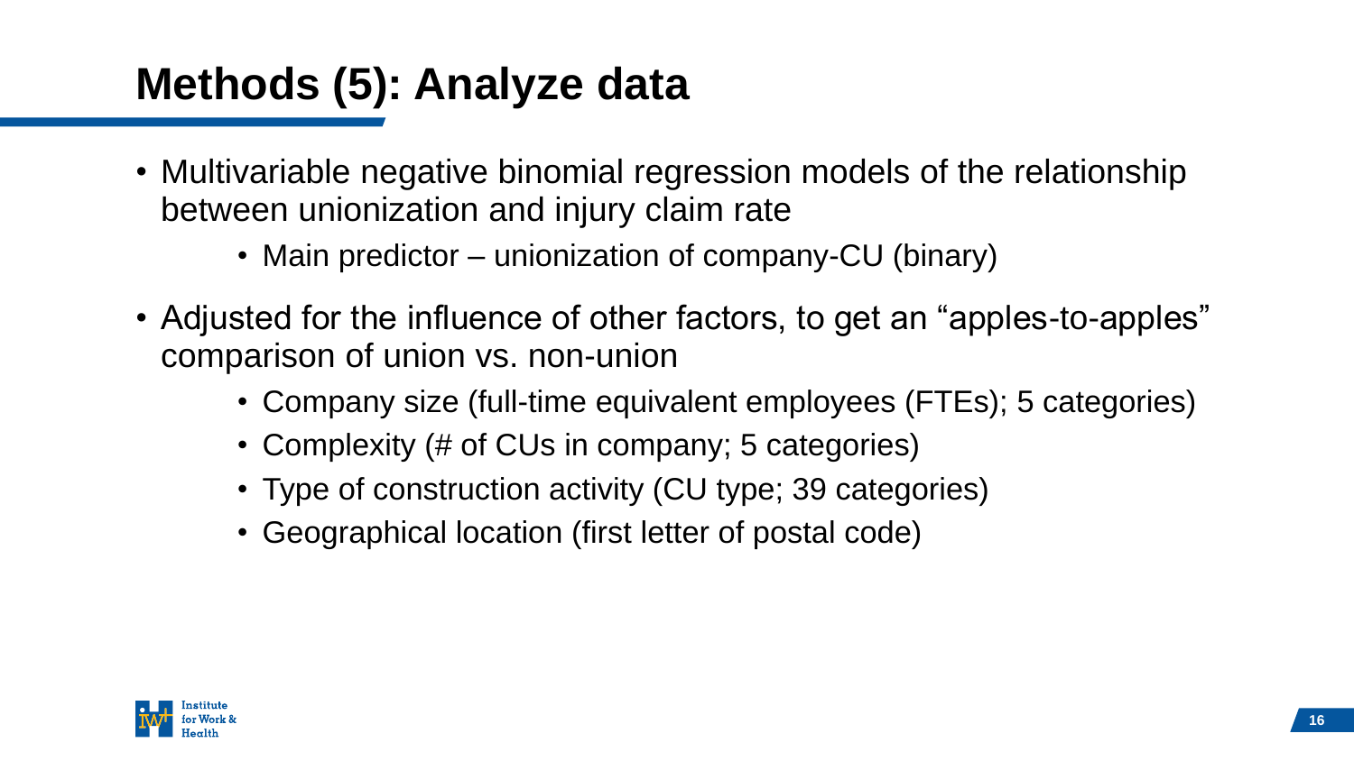# Methods (5): Analyze data

- Multivariable negative binomial regression models of the relationship between unionization and injury claim rate
    - Main predictor – unionization of company-CU (binary)
- Adjusted for the influence of other factors, to get an "apples-to-apples" comparison of union vs. non-union
    - Company size (full-time equivalent employees (FTEs); 5 categories)
    - Complexity (# of CUs in company; 5 categories)
    - Type of construction activity (CU type; 39 categories)
    - Geographical location (first letter of postal code)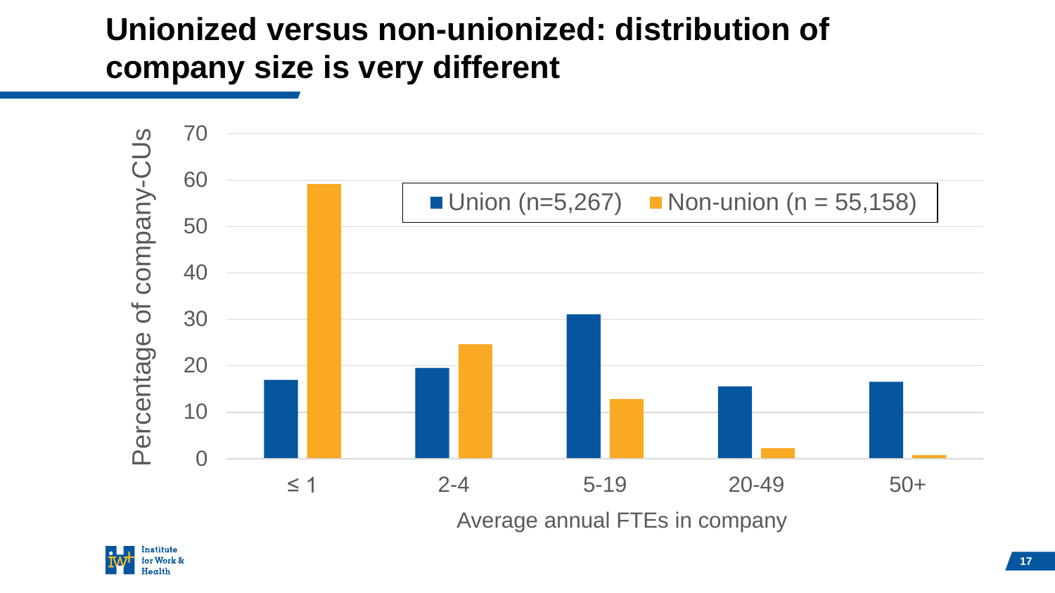# Unionized versus non-unionized: distribution of company size is very different

Percentage of company-CUs by average annual FTEs in company

| Average annual FTEs in company | Union (n=5,267) | Non-union (n = 55,158) |
| --- | --- | --- |
| ≤ 1 | 17 | 59 |
| 2-4 | 19.5 | 24.5 |
| 5-19 | 31 | 13 |
| 20-49 | 15.5 | 2 |
| 50+ | 16.5 | 0.7 |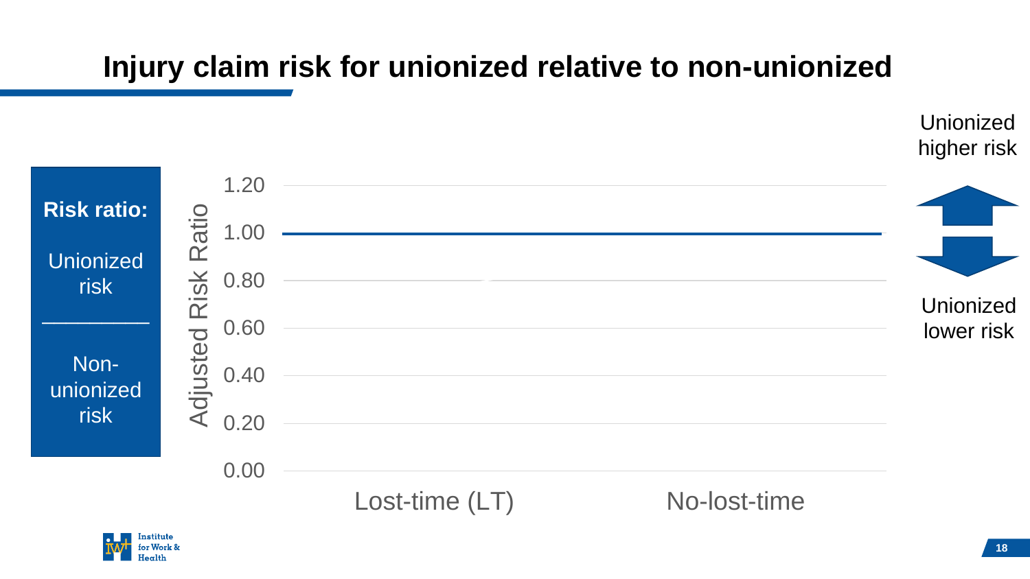# Injury claim risk for unionized relative to non-unionized

**Risk ratio:**

Unionized risk

___

Non-unionized risk

Adjusted Risk Ratio

1.20
1.00
0.80
0.60
0.40
0.20
0.00

Lost-time (LT)

No-lost-time

Unionized higher risk

Unionized lower risk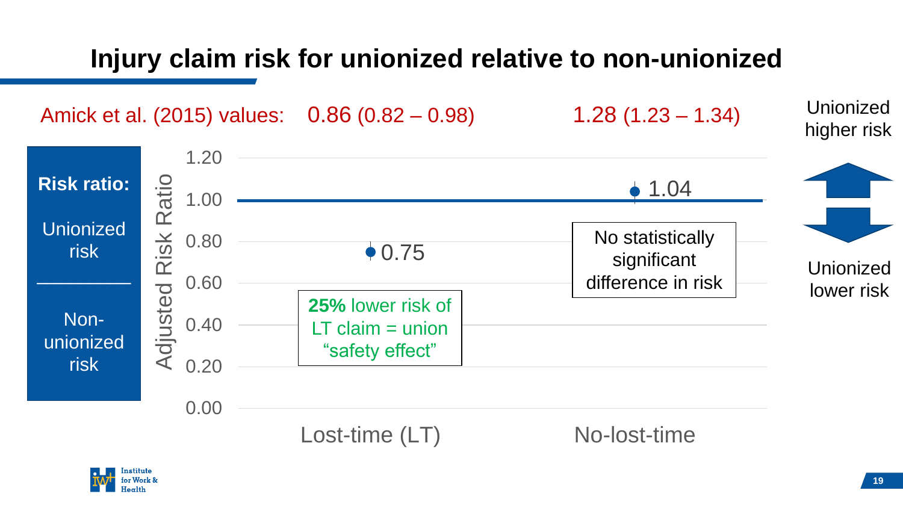# Injury claim risk for unionized relative to non-unionized

Amick et al. (2015) values: 0.86 (0.82 – 0.98) 1.28 (1.23 – 1.34)

**Risk ratio:**

Unionized risk
―――――――
Non-unionized risk

Adjusted Risk Ratio

| | Lost-time (LT) | No-lost-time |
|---|---|---|
| Adjusted Risk Ratio | 0.75 | 1.04 |
| Amick et al. (2015) values | 0.86 (0.82 – 0.98) | 1.28 (1.23 – 1.34) |

**25%** lower risk of LT claim = union "safety effect"

No statistically significant difference in risk

Unionized higher risk

Unionized lower risk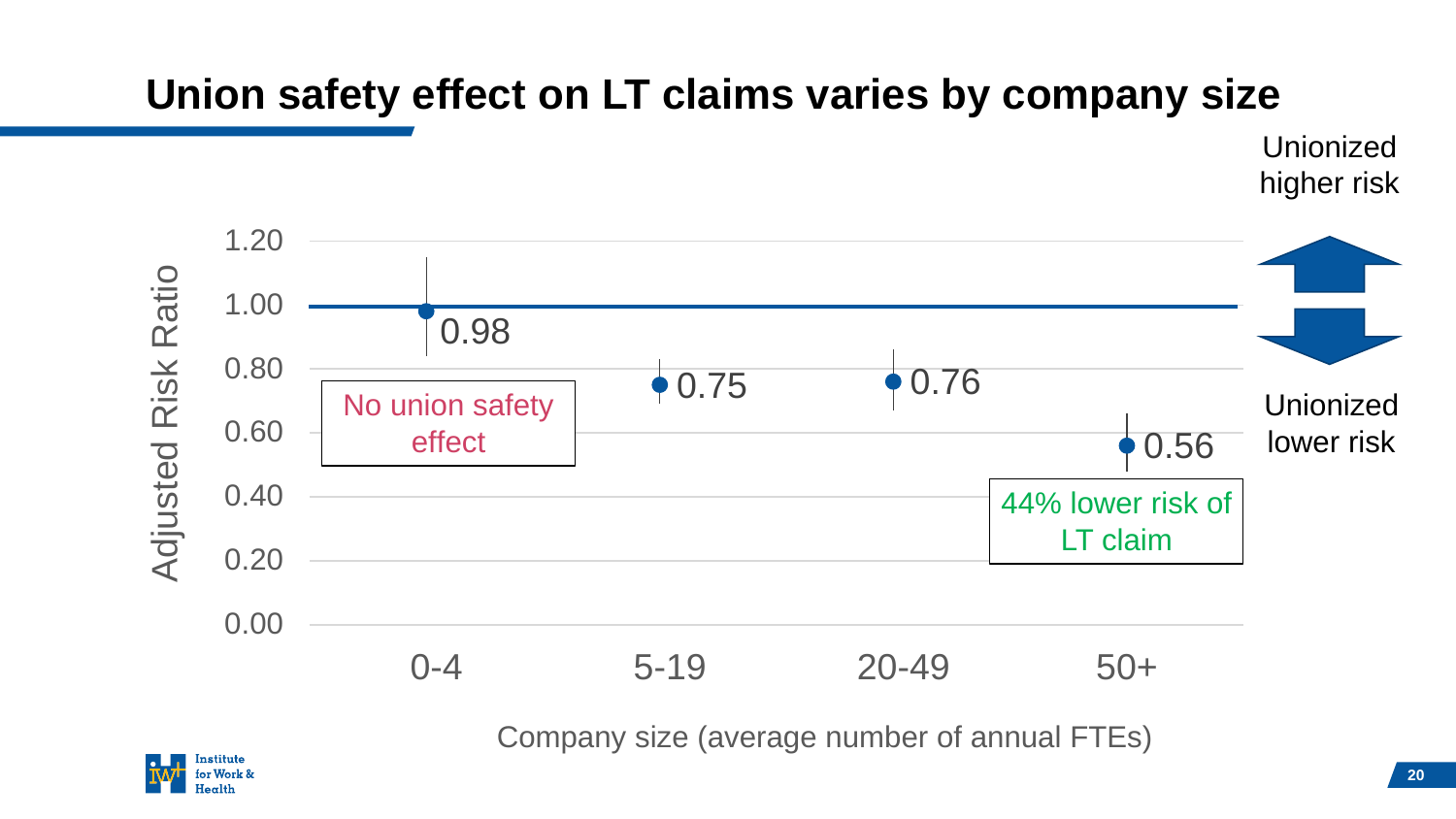# Union safety effect on LT claims varies by company size

Unionized higher risk

Unionized lower risk

Adjusted Risk Ratio

| Company size (average number of annual FTEs) | Adjusted Risk Ratio |
|---|---|
| 0-4 | 0.98 |
| 5-19 | 0.75 |
| 20-49 | 0.76 |
| 50+ | 0.56 |

No union safety effect

44% lower risk of LT claim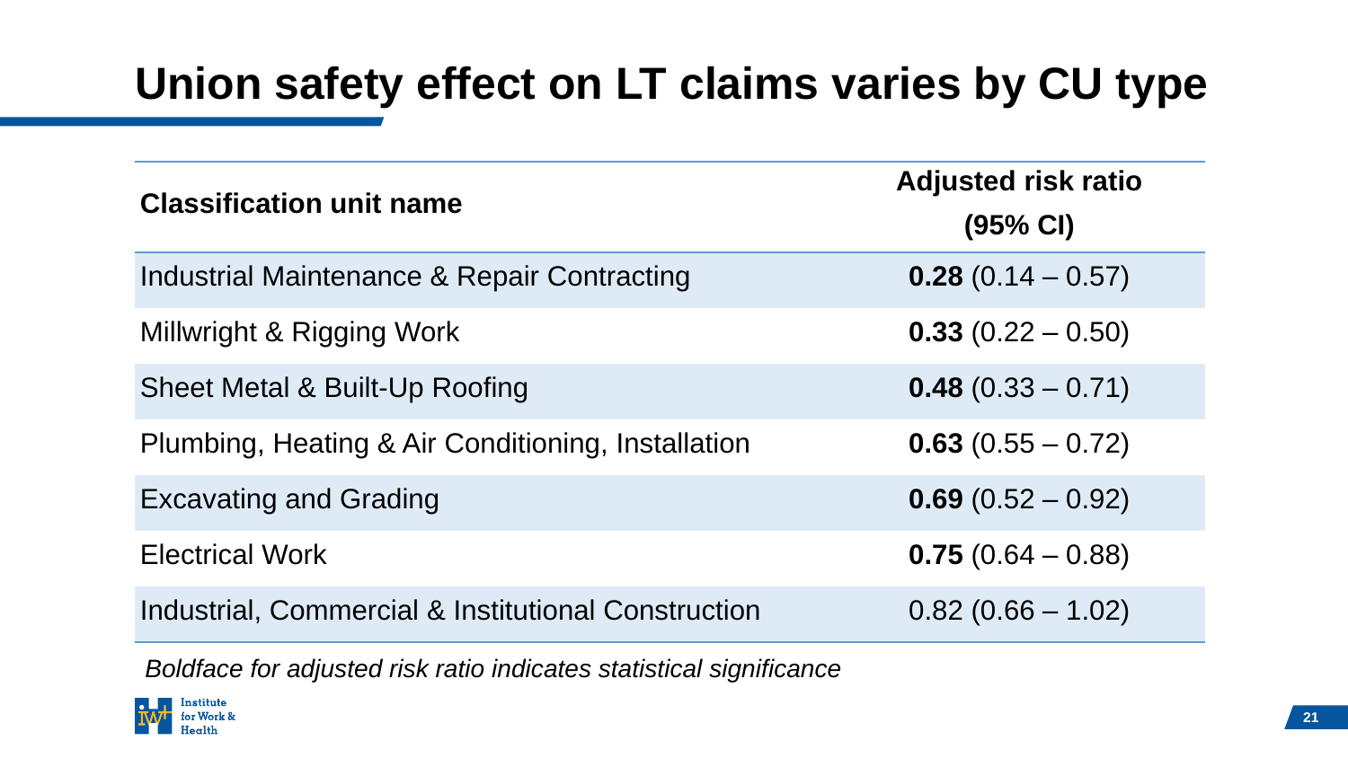# Union safety effect on LT claims varies by CU type

| Classification unit name | Adjusted risk ratio (95% CI) |
|---|---|
| Industrial Maintenance & Repair Contracting | **0.28** (0.14 – 0.57) |
| Millwright & Rigging Work | **0.33** (0.22 – 0.50) |
| Sheet Metal & Built-Up Roofing | **0.48** (0.33 – 0.71) |
| Plumbing, Heating & Air Conditioning, Installation | **0.63** (0.55 – 0.72) |
| Excavating and Grading | **0.69** (0.52 – 0.92) |
| Electrical Work | **0.75** (0.64 – 0.88) |
| Industrial, Commercial & Institutional Construction | 0.82 (0.66 – 1.02) |

*Boldface for adjusted risk ratio indicates statistical significance*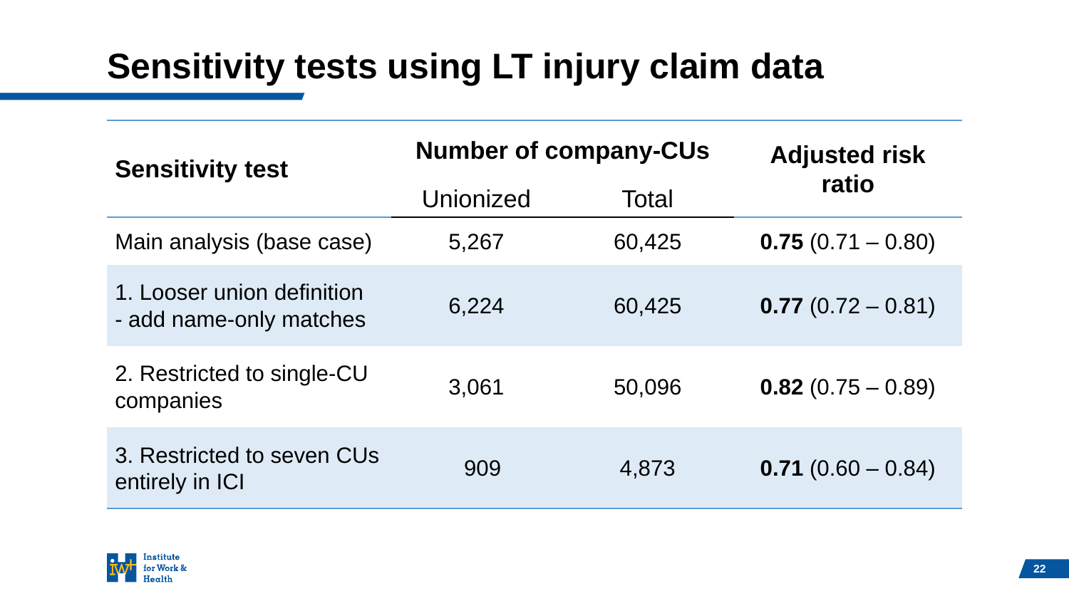# Sensitivity tests using LT injury claim data

| Sensitivity test | Number of company-CUs | | Adjusted risk ratio |
|---|---|---|---|
| | Unionized | Total | |
| Main analysis (base case) | 5,267 | 60,425 | **0.75** (0.71 – 0.80) |
| 1. Looser union definition - add name-only matches | 6,224 | 60,425 | **0.77** (0.72 – 0.81) |
| 2. Restricted to single-CU companies | 3,061 | 50,096 | **0.82** (0.75 – 0.89) |
| 3. Restricted to seven CUs entirely in ICI | 909 | 4,873 | **0.71** (0.60 – 0.84) |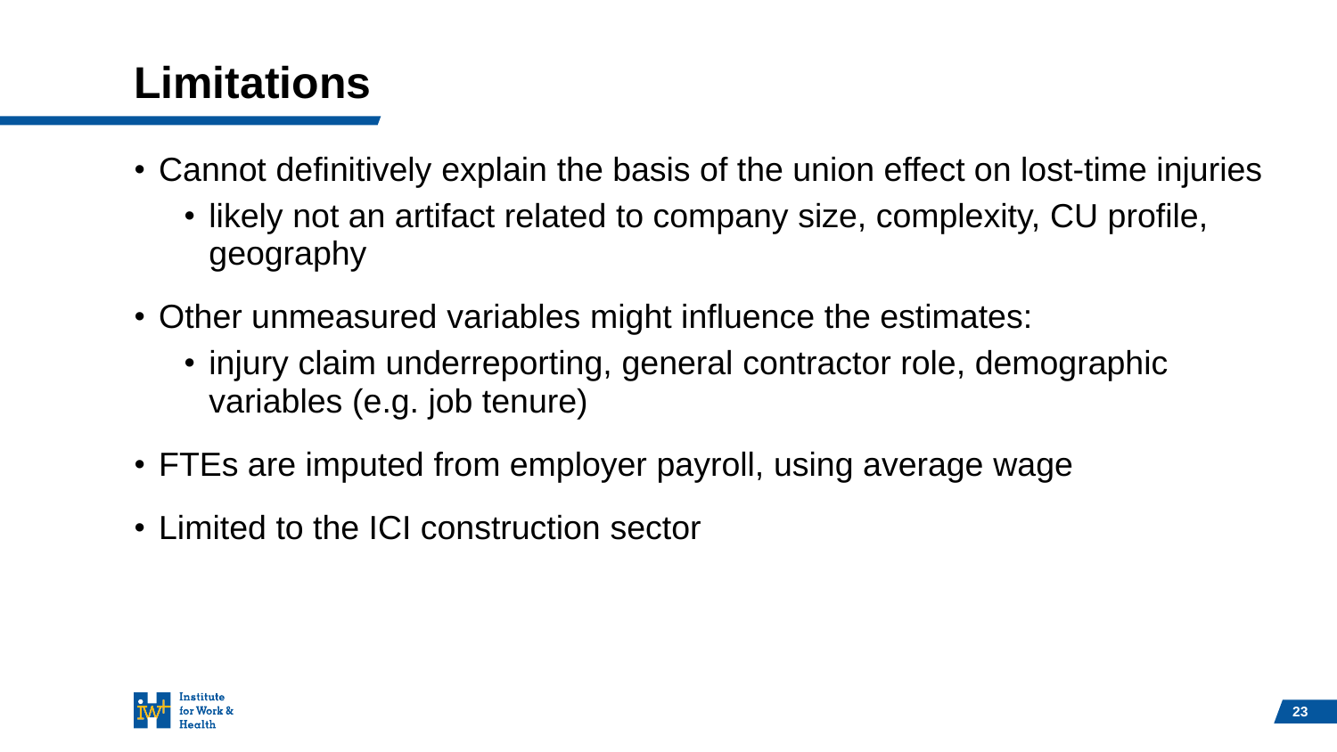# Limitations

- Cannot definitively explain the basis of the union effect on lost-time injuries
  - likely not an artifact related to company size, complexity, CU profile, geography
- Other unmeasured variables might influence the estimates:
  - injury claim underreporting, general contractor role, demographic variables (e.g. job tenure)
- FTEs are imputed from employer payroll, using average wage
- Limited to the ICI construction sector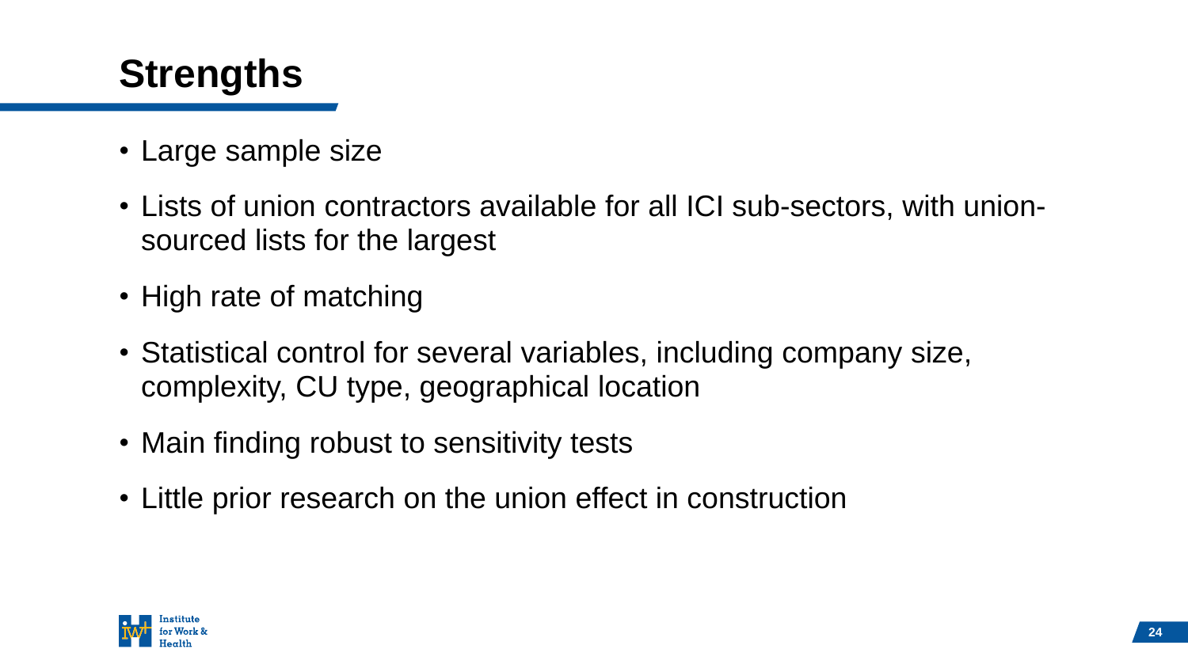# Strengths

- Large sample size
- Lists of union contractors available for all ICI sub-sectors, with union-sourced lists for the largest
- High rate of matching
- Statistical control for several variables, including company size, complexity, CU type, geographical location
- Main finding robust to sensitivity tests
- Little prior research on the union effect in construction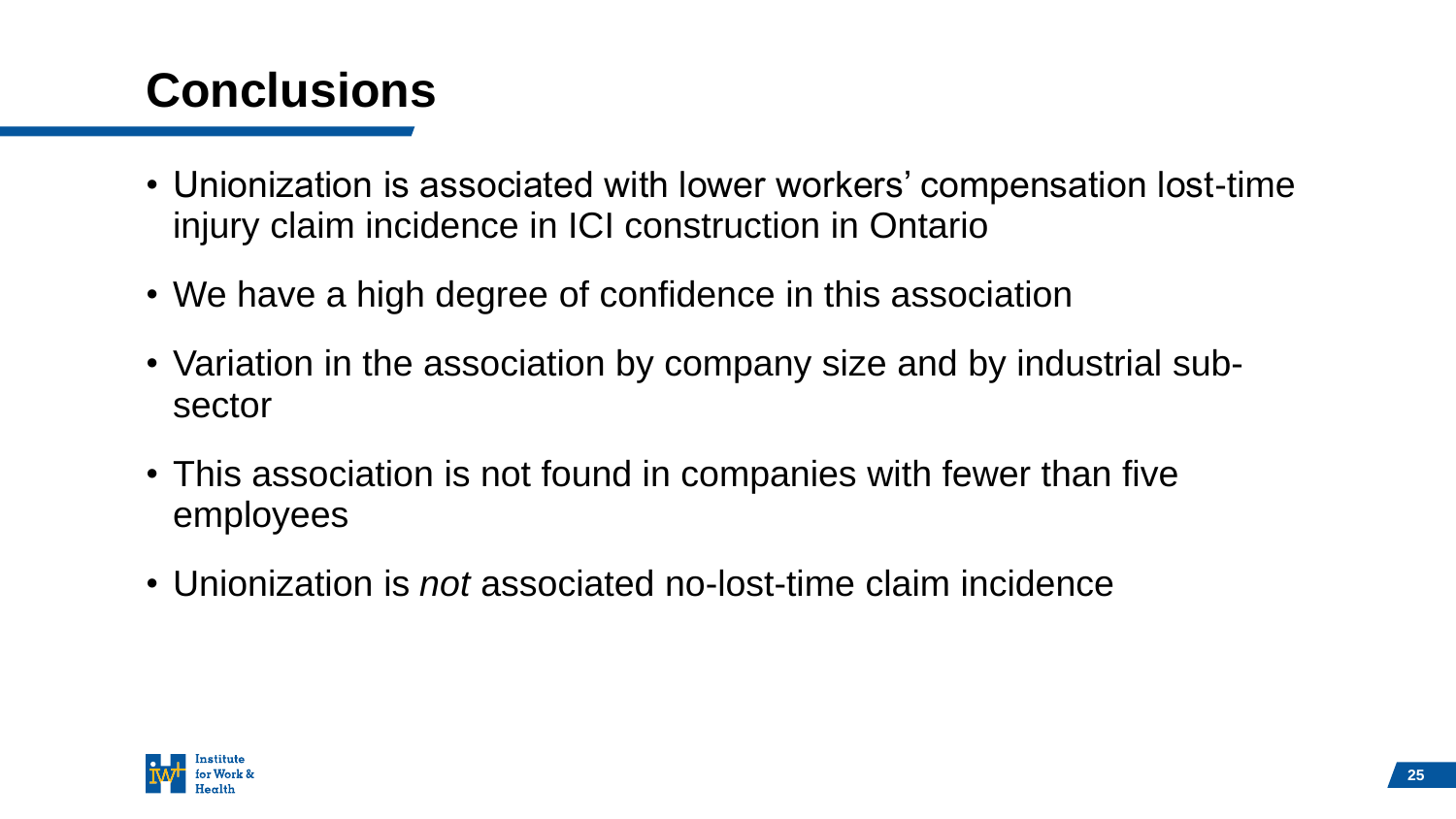# Conclusions

- Unionization is associated with lower workers' compensation lost-time injury claim incidence in ICI construction in Ontario
- We have a high degree of confidence in this association
- Variation in the association by company size and by industrial sub-sector
- This association is not found in companies with fewer than five employees
- Unionization is *not* associated no-lost-time claim incidence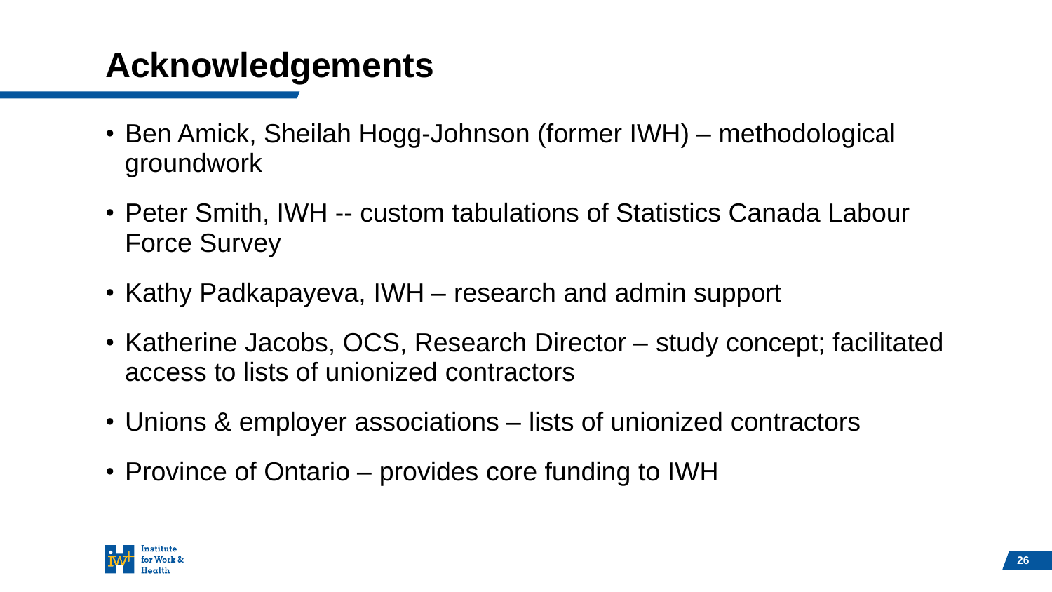# Acknowledgements

- Ben Amick, Sheilah Hogg-Johnson (former IWH) – methodological groundwork
- Peter Smith, IWH -- custom tabulations of Statistics Canada Labour Force Survey
- Kathy Padkapayeva, IWH – research and admin support
- Katherine Jacobs, OCS, Research Director – study concept; facilitated access to lists of unionized contractors
- Unions & employer associations – lists of unionized contractors
- Province of Ontario – provides core funding to IWH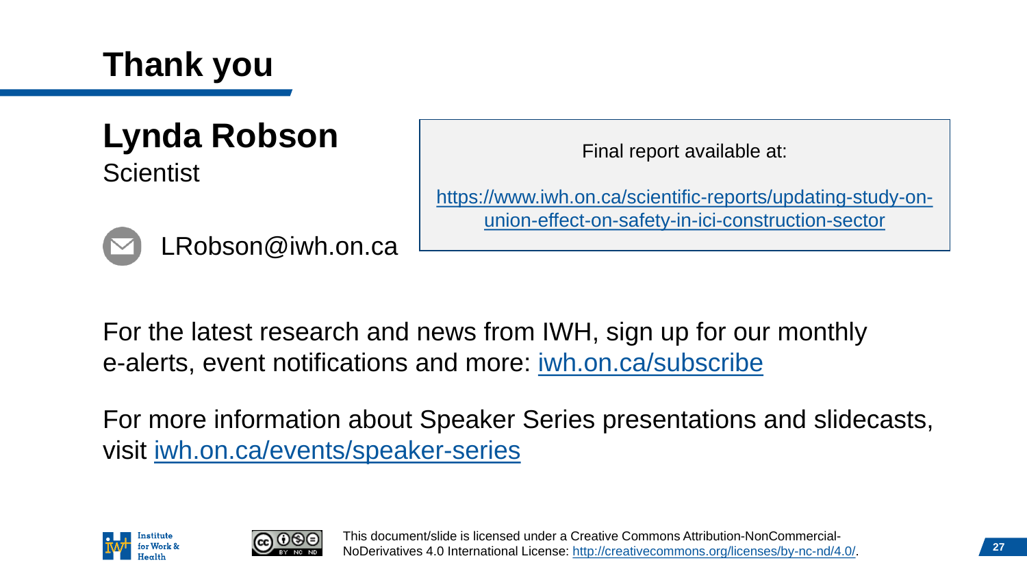# Thank you

## Lynda Robson

Scientist

LRobson@iwh.on.ca

Final report available at:

https://www.iwh.on.ca/scientific-reports/updating-study-on-union-effect-on-safety-in-ici-construction-sector

For the latest research and news from IWH, sign up for our monthly e-alerts, event notifications and more: iwh.on.ca/subscribe

For more information about Speaker Series presentations and slidecasts, visit iwh.on.ca/events/speaker-series

Institute for Work & Health

This document/slide is licensed under a Creative Commons Attribution-NonCommercial-NoDerivatives 4.0 International License: http://creativecommons.org/licenses/by-nc-nd/4.0/.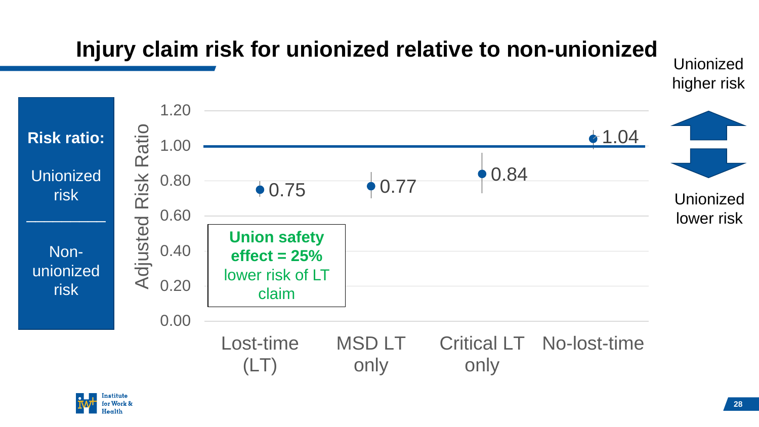# Injury claim risk for unionized relative to non-unionized

**Risk ratio:**

Unionized risk
___________
Non-unionized risk

Adjusted Risk Ratio

| Claim type | Adjusted Risk Ratio |
|---|---|
| Lost-time (LT) | 0.75 |
| MSD LT only | 0.77 |
| Critical LT only | 0.84 |
| No-lost-time | 1.04 |

**Union safety effect = 25%** lower risk of LT claim

Unionized higher risk

Unionized lower risk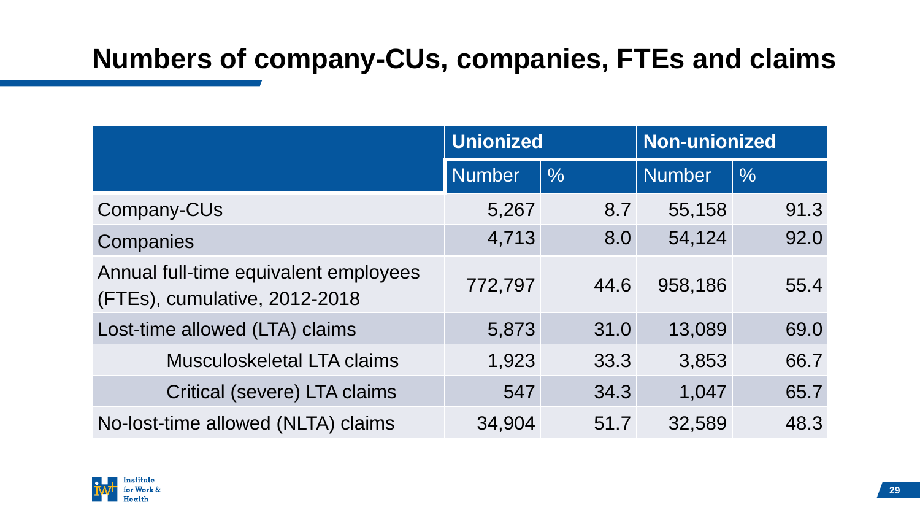# Numbers of company-CUs, companies, FTEs and claims

| | Unionized | | Non-unionized | |
|---|---|---|---|---|
| | Number | % | Number | % |
| Company-CUs | 5,267 | 8.7 | 55,158 | 91.3 |
| Companies | 4,713 | 8.0 | 54,124 | 92.0 |
| Annual full-time equivalent employees (FTEs), cumulative, 2012-2018 | 772,797 | 44.6 | 958,186 | 55.4 |
| Lost-time allowed (LTA) claims | 5,873 | 31.0 | 13,089 | 69.0 |
| Musculoskeletal LTA claims | 1,923 | 33.3 | 3,853 | 66.7 |
| Critical (severe) LTA claims | 547 | 34.3 | 1,047 | 65.7 |
| No-lost-time allowed (NLTA) claims | 34,904 | 51.7 | 32,589 | 48.3 |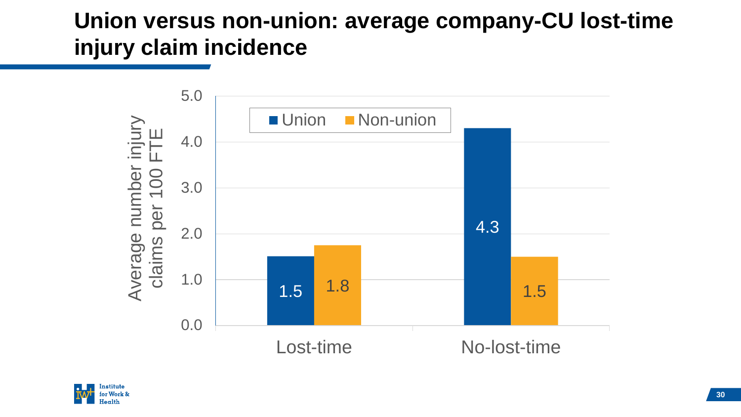# Union versus non-union: average company-CU lost-time injury claim incidence

Average number injury claims per 100 FTE

5.0
4.0
3.0
2.0
1.0
0.0

Union
Non-union

1.5
1.8
4.3
1.5

Lost-time
No-lost-time